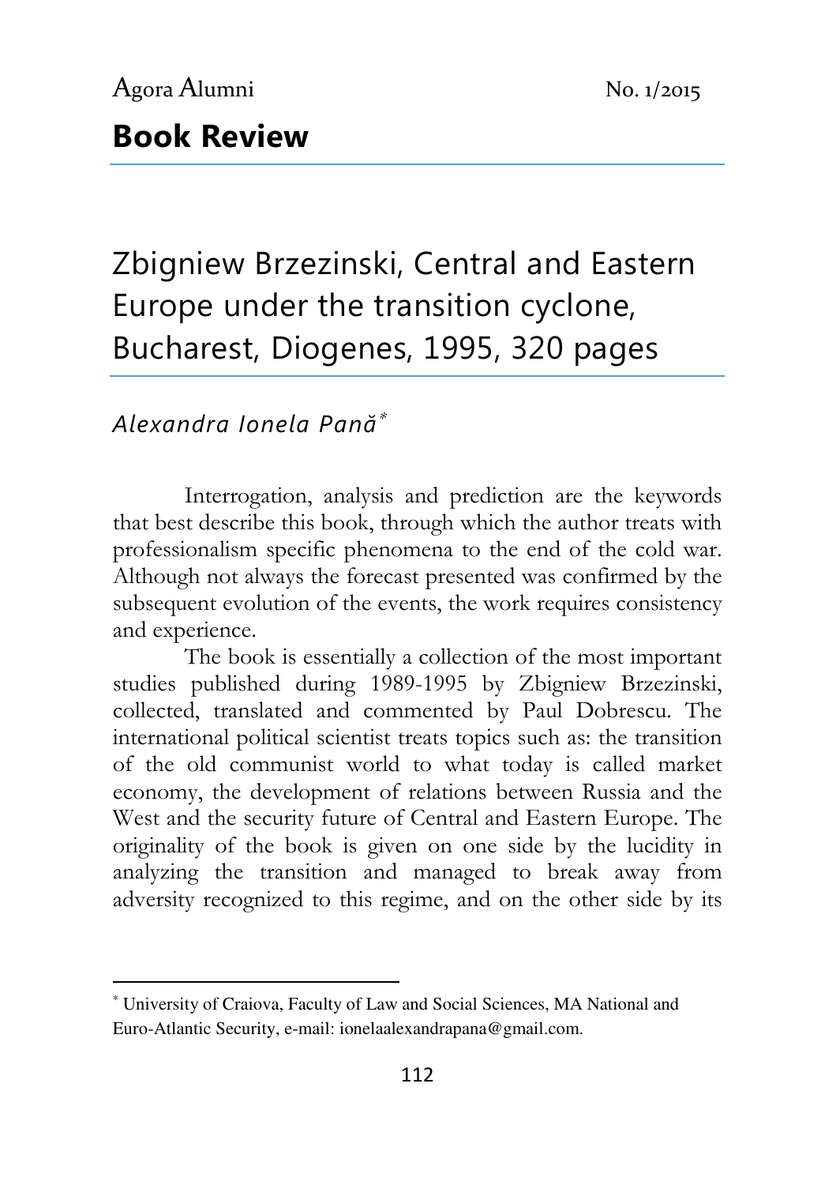## Book Review

# Zbigniew Brzezinski, Central and Eastern Europe under the transition cyclone, Bucharest, Diogenes, 1995, 320 pages

*Alexandra Ionela Pană*[*]

Interrogation, analysis and prediction are the keywords that best describe this book, through which the author treats with professionalism specific phenomena to the end of the cold war. Although not always the forecast presented was confirmed by the subsequent evolution of the events, the work requires consistency and experience.

The book is essentially a collection of the most important studies published during 1989-1995 by Zbigniew Brzezinski, collected, translated and commented by Paul Dobrescu. The international political scientist treats topics such as: the transition of the old communist world to what today is called market economy, the development of relations between Russia and the West and the security future of Central and Eastern Europe. The originality of the book is given on one side by the lucidity in analyzing the transition and managed to break away from adversity recognized to this regime, and on the other side by its

---

[*] University of Craiova, Faculty of Law and Social Sciences, MA National and Euro-Atlantic Security, e-mail: ionelaalexandrapana@gmail.com.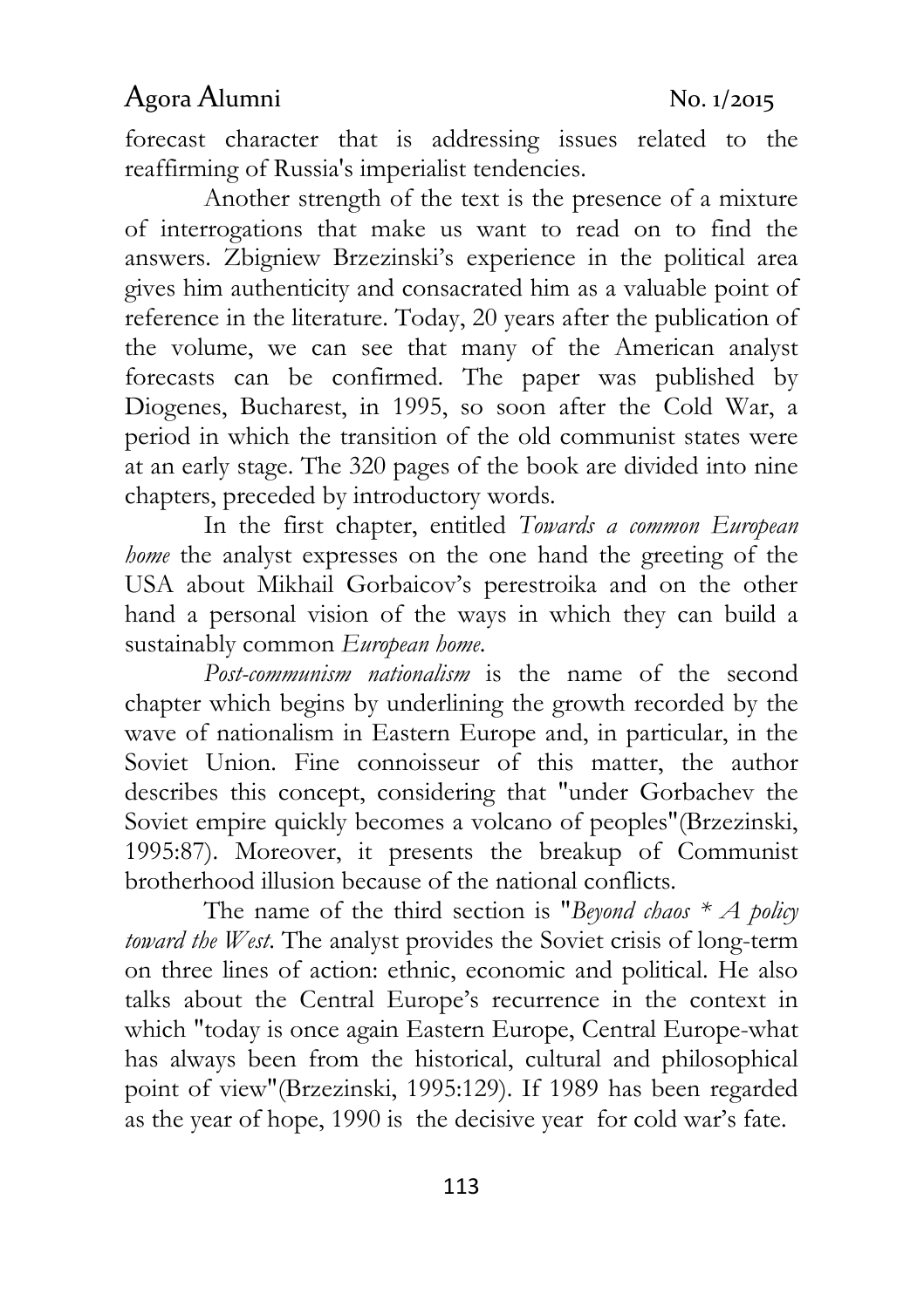forecast character that is addressing issues related to the reaffirming of Russia's imperialist tendencies.

Another strength of the text is the presence of a mixture of interrogations that make us want to read on to find the answers. Zbigniew Brzezinski's experience in the political area gives him authenticity and consacrated him as a valuable point of reference in the literature. Today, 20 years after the publication of the volume, we can see that many of the American analyst forecasts can be confirmed. The paper was published by Diogenes, Bucharest, in 1995, so soon after the Cold War, a period in which the transition of the old communist states were at an early stage. The 320 pages of the book are divided into nine chapters, preceded by introductory words.

In the first chapter, entitled *Towards a common European home* the analyst expresses on the one hand the greeting of the USA about Mikhail Gorbaicov's perestroika and on the other hand a personal vision of the ways in which they can build a sustainably common *European home*.

*Post-communism nationalism* is the name of the second chapter which begins by underlining the growth recorded by the wave of nationalism in Eastern Europe and, in particular, in the Soviet Union. Fine connoisseur of this matter, the author describes this concept, considering that "under Gorbachev the Soviet empire quickly becomes a volcano of peoples"(Brzezinski, 1995:87). Moreover, it presents the breakup of Communist brotherhood illusion because of the national conflicts.

The name of the third section is "*Beyond chaos * A policy toward the West*. The analyst provides the Soviet crisis of long-term on three lines of action: ethnic, economic and political. He also talks about the Central Europe's recurrence in the context in which "today is once again Eastern Europe, Central Europe-what has always been from the historical, cultural and philosophical point of view"(Brzezinski, 1995:129). If 1989 has been regarded as the year of hope, 1990 is the decisive year for cold war's fate.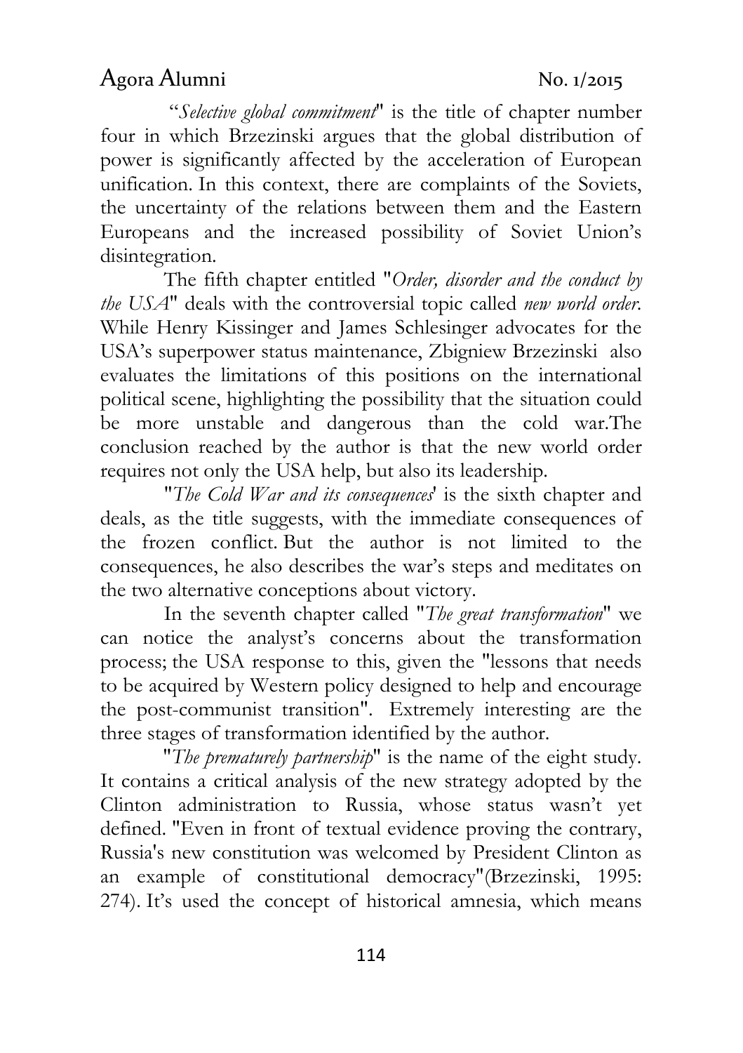"*Selective global commitment*" is the title of chapter number four in which Brzezinski argues that the global distribution of power is significantly affected by the acceleration of European unification. In this context, there are complaints of the Soviets, the uncertainty of the relations between them and the Eastern Europeans and the increased possibility of Soviet Union's disintegration.

The fifth chapter entitled "*Order, disorder and the conduct by the USA*" deals with the controversial topic called *new world order*. While Henry Kissinger and James Schlesinger advocates for the USA's superpower status maintenance, Zbigniew Brzezinski also evaluates the limitations of this positions on the international political scene, highlighting the possibility that the situation could be more unstable and dangerous than the cold war.The conclusion reached by the author is that the new world order requires not only the USA help, but also its leadership.

"*The Cold War and its consequences*' is the sixth chapter and deals, as the title suggests, with the immediate consequences of the frozen conflict. But the author is not limited to the consequences, he also describes the war's steps and meditates on the two alternative conceptions about victory.

In the seventh chapter called "*The great transformation*" we can notice the analyst's concerns about the transformation process; the USA response to this, given the "lessons that needs to be acquired by Western policy designed to help and encourage the post-communist transition". Extremely interesting are the three stages of transformation identified by the author.

"*The prematurely partnership*" is the name of the eight study. It contains a critical analysis of the new strategy adopted by the Clinton administration to Russia, whose status wasn't yet defined. "Even in front of textual evidence proving the contrary, Russia's new constitution was welcomed by President Clinton as an example of constitutional democracy"(Brzezinski, 1995: 274). It's used the concept of historical amnesia, which means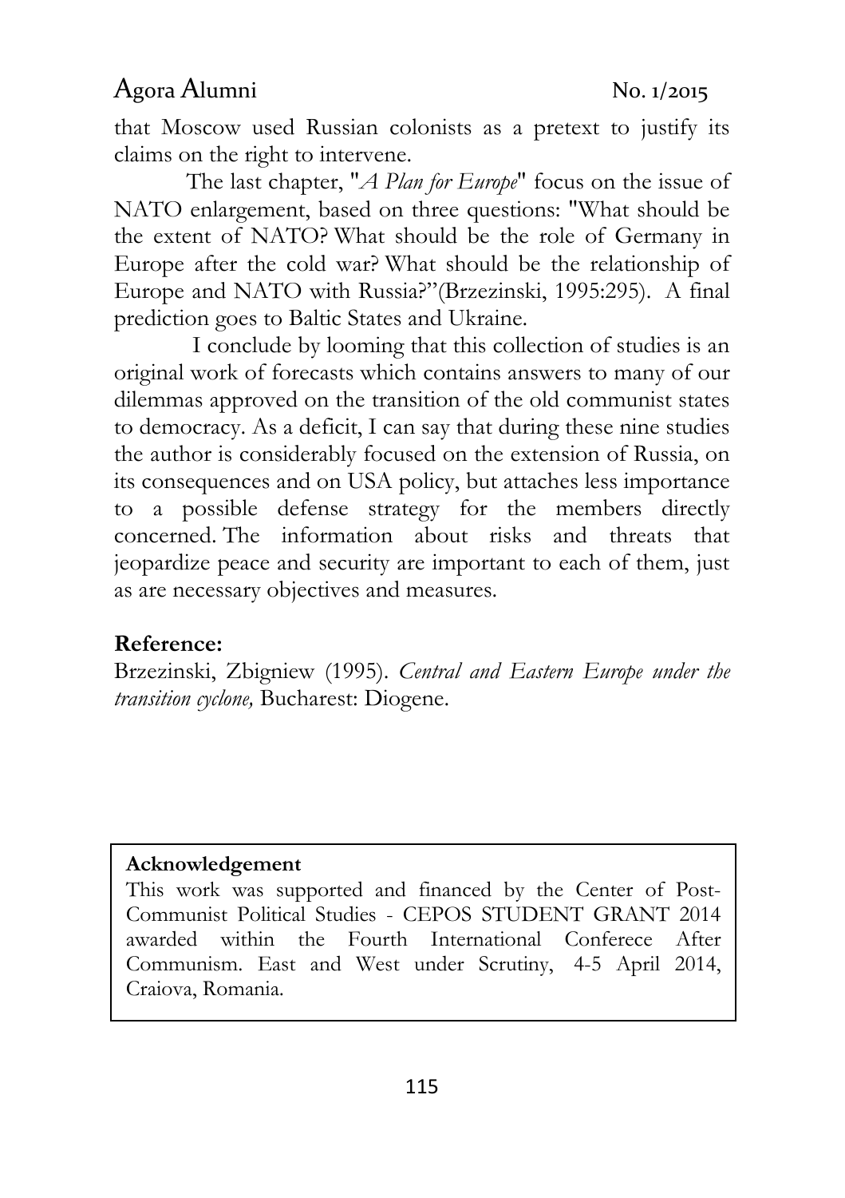that Moscow used Russian colonists as a pretext to justify its claims on the right to intervene.

The last chapter, "*A Plan for Europe*" focus on the issue of NATO enlargement, based on three questions: "What should be the extent of NATO? What should be the role of Germany in Europe after the cold war? What should be the relationship of Europe and NATO with Russia?"(Brzezinski, 1995:295). A final prediction goes to Baltic States and Ukraine.

I conclude by looming that this collection of studies is an original work of forecasts which contains answers to many of our dilemmas approved on the transition of the old communist states to democracy. As a deficit, I can say that during these nine studies the author is considerably focused on the extension of Russia, on its consequences and on USA policy, but attaches less importance to a possible defense strategy for the members directly concerned. The information about risks and threats that jeopardize peace and security are important to each of them, just as are necessary objectives and measures.

**Reference:**

Brzezinski, Zbigniew (1995). *Central and Eastern Europe under the transition cyclone,* Bucharest: Diogene.

**Acknowledgement**

This work was supported and financed by the Center of Post-Communist Political Studies - CEPOS STUDENT GRANT 2014 awarded within the Fourth International Conferece After Communism. East and West under Scrutiny, 4-5 April 2014, Craiova, Romania.